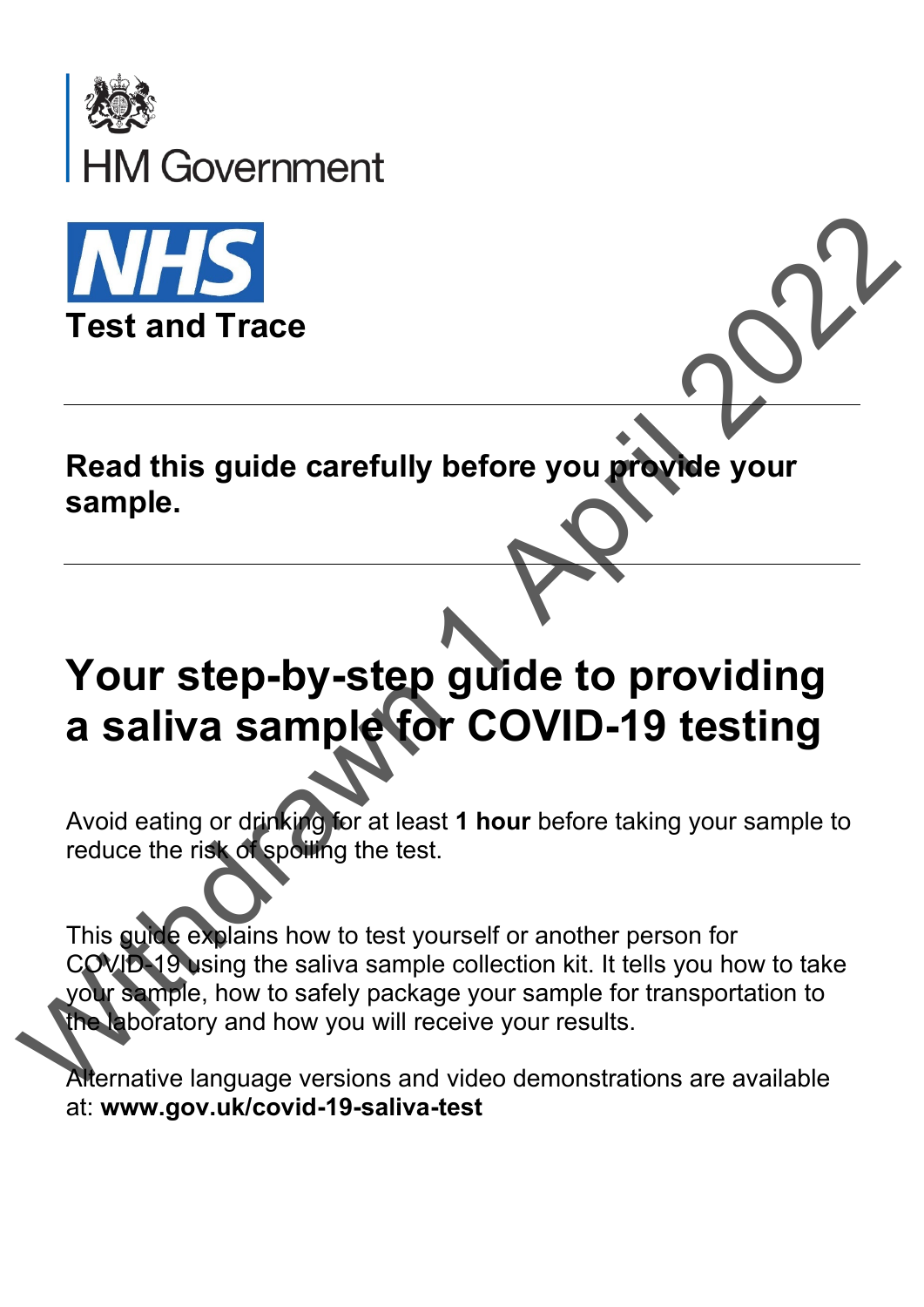HM Government

NHS Test and Trace

**Read this guide carefully before you provide your sample.**

# Your step-by-step guide to providing a saliva sample for COVID-19 testing

Avoid eating or drinking for at least **1 hour** before taking your sample to reduce the risk of spoiling the test.

This guide explains how to test yourself or another person for COVID-19 using the saliva sample collection kit. It tells you how to take your sample, how to safely package your sample for transportation to the laboratory and how you will receive your results.

Alternative language versions and video demonstrations are available at: **www.gov.uk/covid-19-saliva-test**

Withdrawn 1 April 2022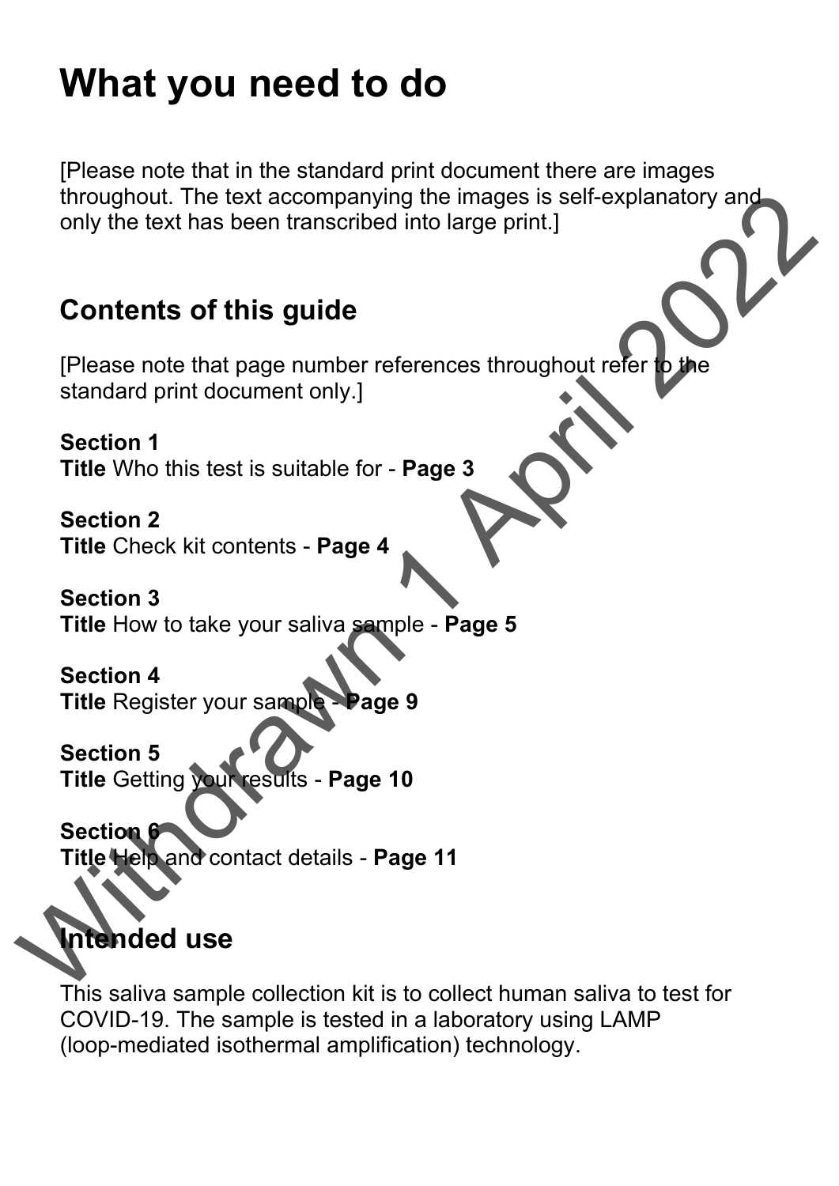# What you need to do

[Please note that in the standard print document there are images throughout. The text accompanying the images is self-explanatory and only the text has been transcribed into large print.]

## Contents of this guide

[Please note that page number references throughout refer to the standard print document only.]

**Section 1**
**Title** Who this test is suitable for - **Page 3**

**Section 2**
**Title** Check kit contents - **Page 4**

**Section 3**
**Title** How to take your saliva sample - **Page 5**

**Section 4**
**Title** Register your sample - **Page 9**

**Section 5**
**Title** Getting your results - **Page 10**

**Section 6**
**Title** Help and contact details - **Page 11**

## Intended use

This saliva sample collection kit is to collect human saliva to test for COVID-19. The sample is tested in a laboratory using LAMP (loop-mediated isothermal amplification) technology.

Withdrawn 1 April 2022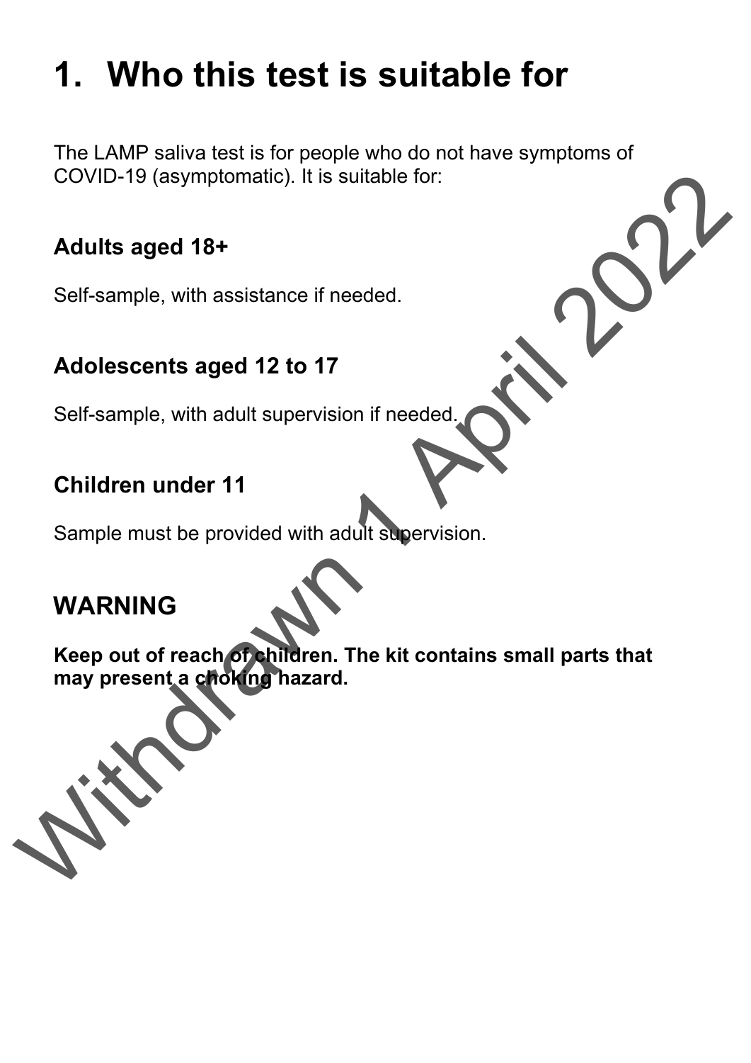# 1. Who this test is suitable for

The LAMP saliva test is for people who do not have symptoms of COVID-19 (asymptomatic). It is suitable for:

### Adults aged 18+

Self-sample, with assistance if needed.

### Adolescents aged 12 to 17

Self-sample, with adult supervision if needed.

### Children under 11

Sample must be provided with adult supervision.

## WARNING

**Keep out of reach of children. The kit contains small parts that may present a choking hazard.**

Withdrawn 1 April 2022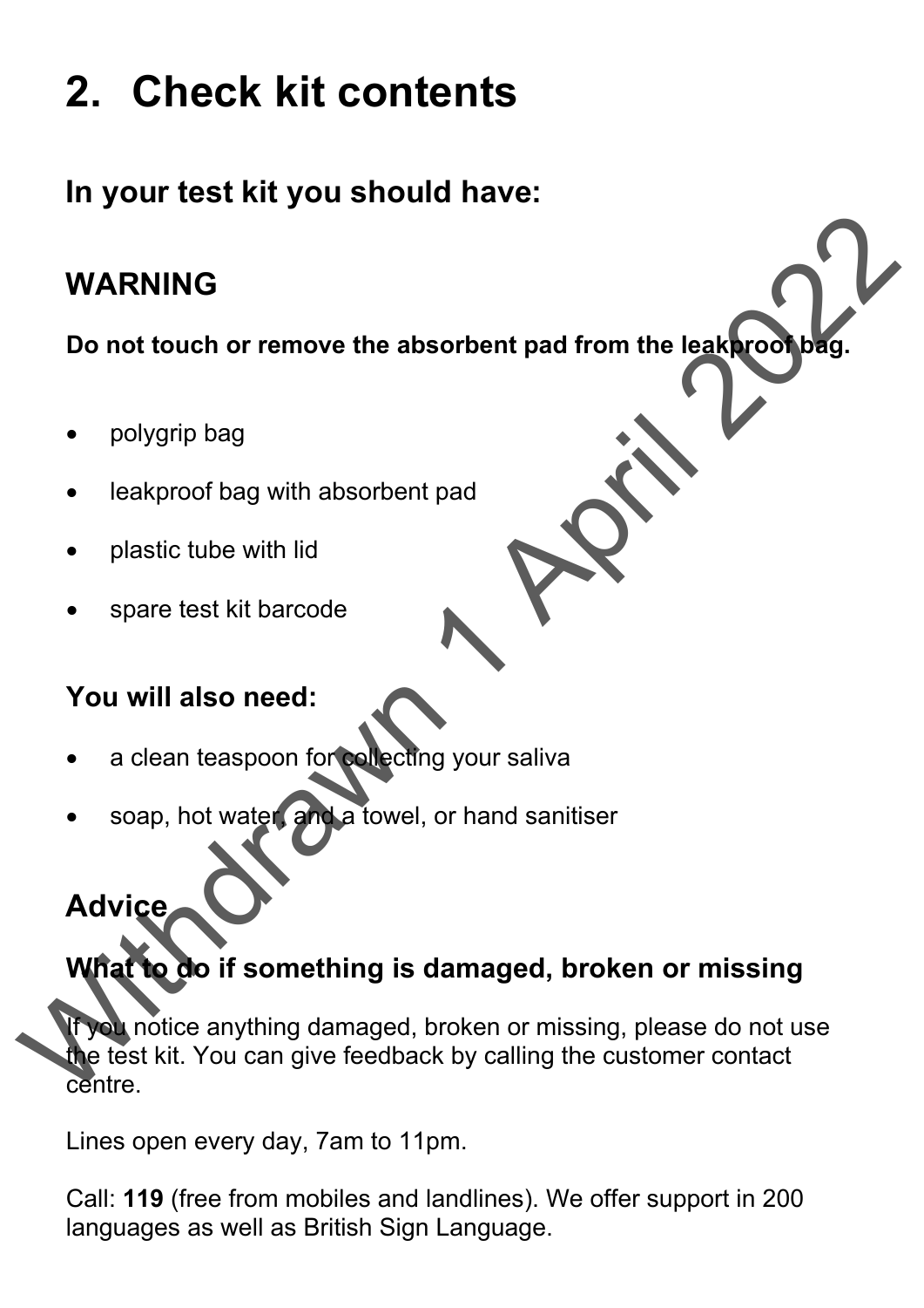# 2. Check kit contents

## In your test kit you should have:

## WARNING

**Do not touch or remove the absorbent pad from the leakproof bag.**

- polygrip bag
- leakproof bag with absorbent pad
- plastic tube with lid
- spare test kit barcode

## You will also need:

- a clean teaspoon for collecting your saliva
- soap, hot water, and a towel, or hand sanitiser

## Advice

## What to do if something is damaged, broken or missing

If you notice anything damaged, broken or missing, please do not use the test kit. You can give feedback by calling the customer contact centre.

Lines open every day, 7am to 11pm.

Call: **119** (free from mobiles and landlines). We offer support in 200 languages as well as British Sign Language.

Withdrawn 1 April 2022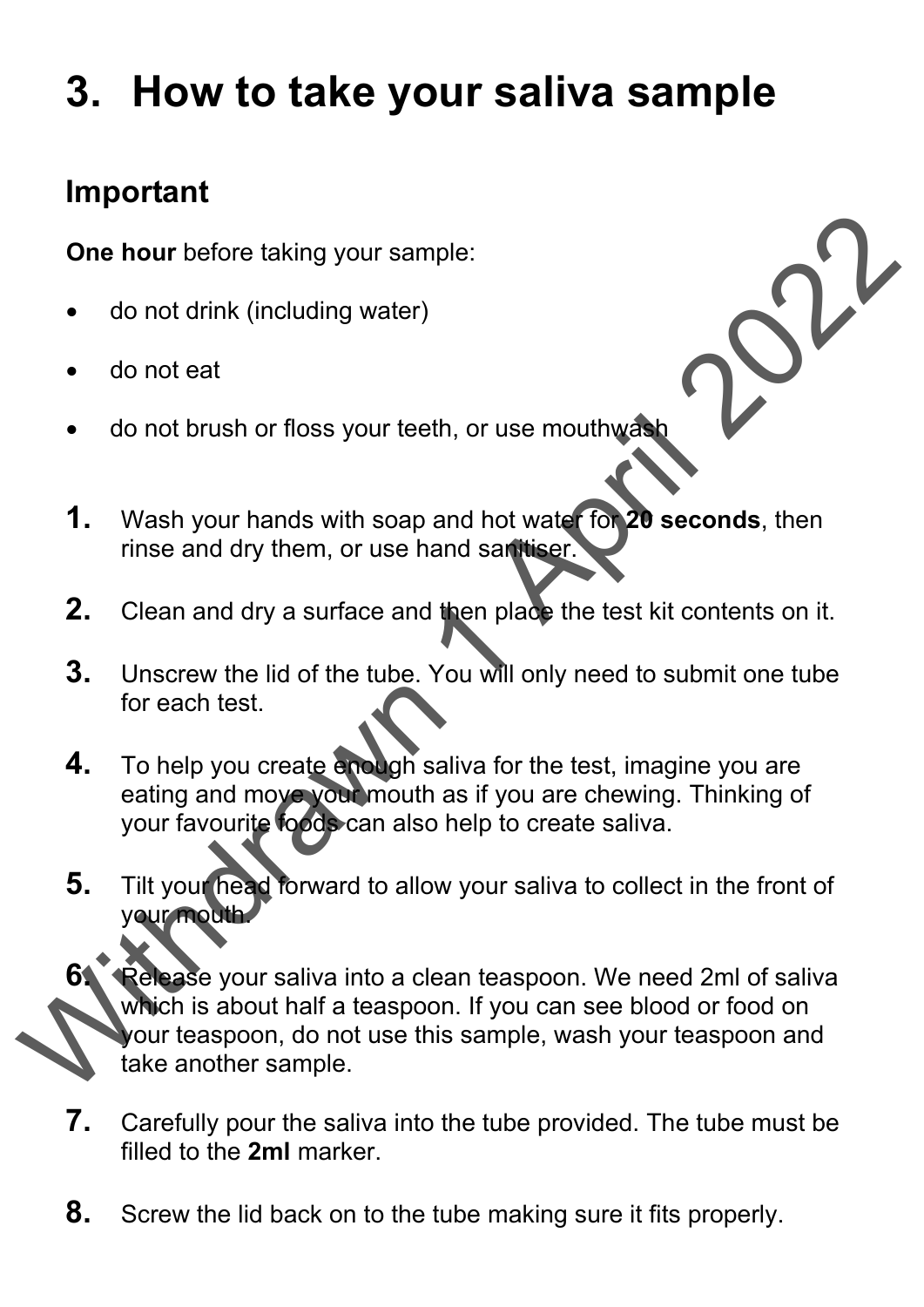# 3. How to take your saliva sample

## Important

**One hour** before taking your sample:

- do not drink (including water)
- do not eat
- do not brush or floss your teeth, or use mouthwash

1. Wash your hands with soap and hot water for **20 seconds**, then rinse and dry them, or use hand sanitiser.
2. Clean and dry a surface and then place the test kit contents on it.
3. Unscrew the lid of the tube. You will only need to submit one tube for each test.
4. To help you create enough saliva for the test, imagine you are eating and move your mouth as if you are chewing. Thinking of your favourite foods can also help to create saliva.
5. Tilt your head forward to allow your saliva to collect in the front of your mouth.
6. Release your saliva into a clean teaspoon. We need 2ml of saliva which is about half a teaspoon. If you can see blood or food on your teaspoon, do not use this sample, wash your teaspoon and take another sample.
7. Carefully pour the saliva into the tube provided. The tube must be filled to the **2ml** marker.
8. Screw the lid back on to the tube making sure it fits properly.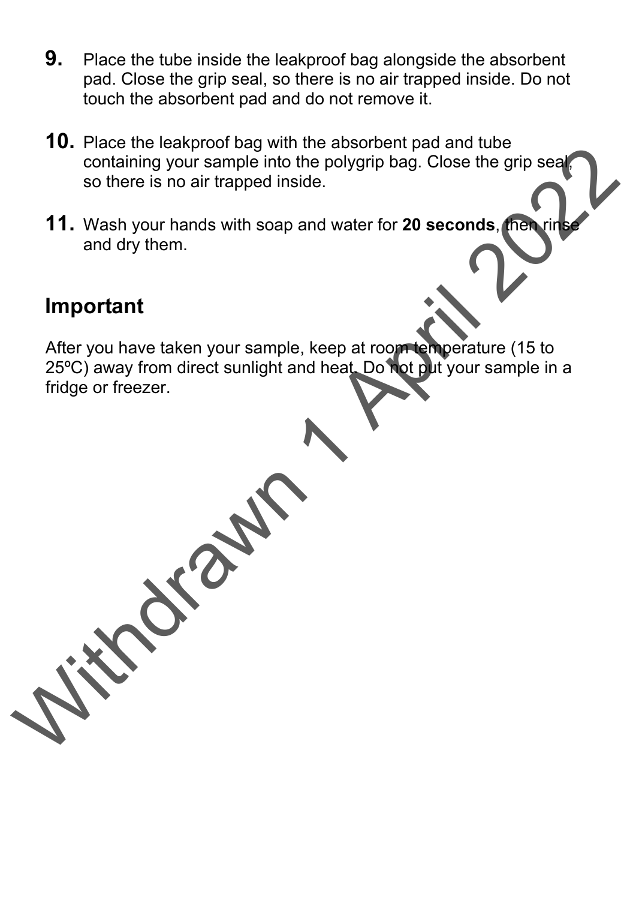9. Place the tube inside the leakproof bag alongside the absorbent pad. Close the grip seal, so there is no air trapped inside. Do not touch the absorbent pad and do not remove it.

10. Place the leakproof bag with the absorbent pad and tube containing your sample into the polygrip bag. Close the grip seal, so there is no air trapped inside.

11. Wash your hands with soap and water for **20 seconds**, then rinse and dry them.

## Important

After you have taken your sample, keep at room temperature (15 to 25ºC) away from direct sunlight and heat. Do not put your sample in a fridge or freezer.

Withdrawn 1 April 2022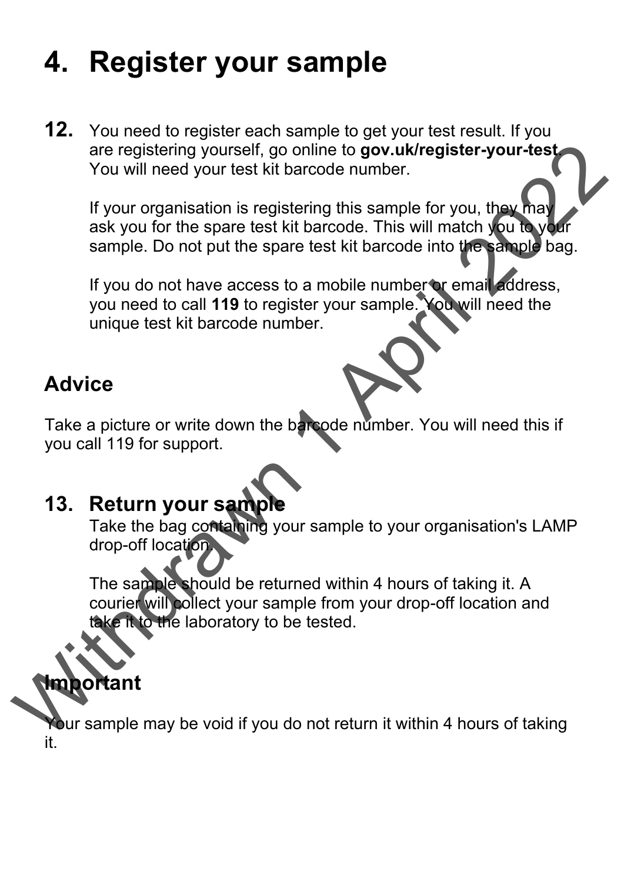# 4. Register your sample

**12.** You need to register each sample to get your test result. If you are registering yourself, go online to **gov.uk/register-your-test**. You will need your test kit barcode number.

If your organisation is registering this sample for you, they may ask you for the spare test kit barcode. This will match you to your sample. Do not put the spare test kit barcode into the sample bag.

If you do not have access to a mobile number or email address, you need to call **119** to register your sample. You will need the unique test kit barcode number.

## Advice

Take a picture or write down the barcode number. You will need this if you call 119 for support.

## 13. Return your sample

Take the bag containing your sample to your organisation's LAMP drop-off location.

The sample should be returned within 4 hours of taking it. A courier will collect your sample from your drop-off location and take it to the laboratory to be tested.

## Important

Your sample may be void if you do not return it within 4 hours of taking it.

Withdrawn 1 April 2022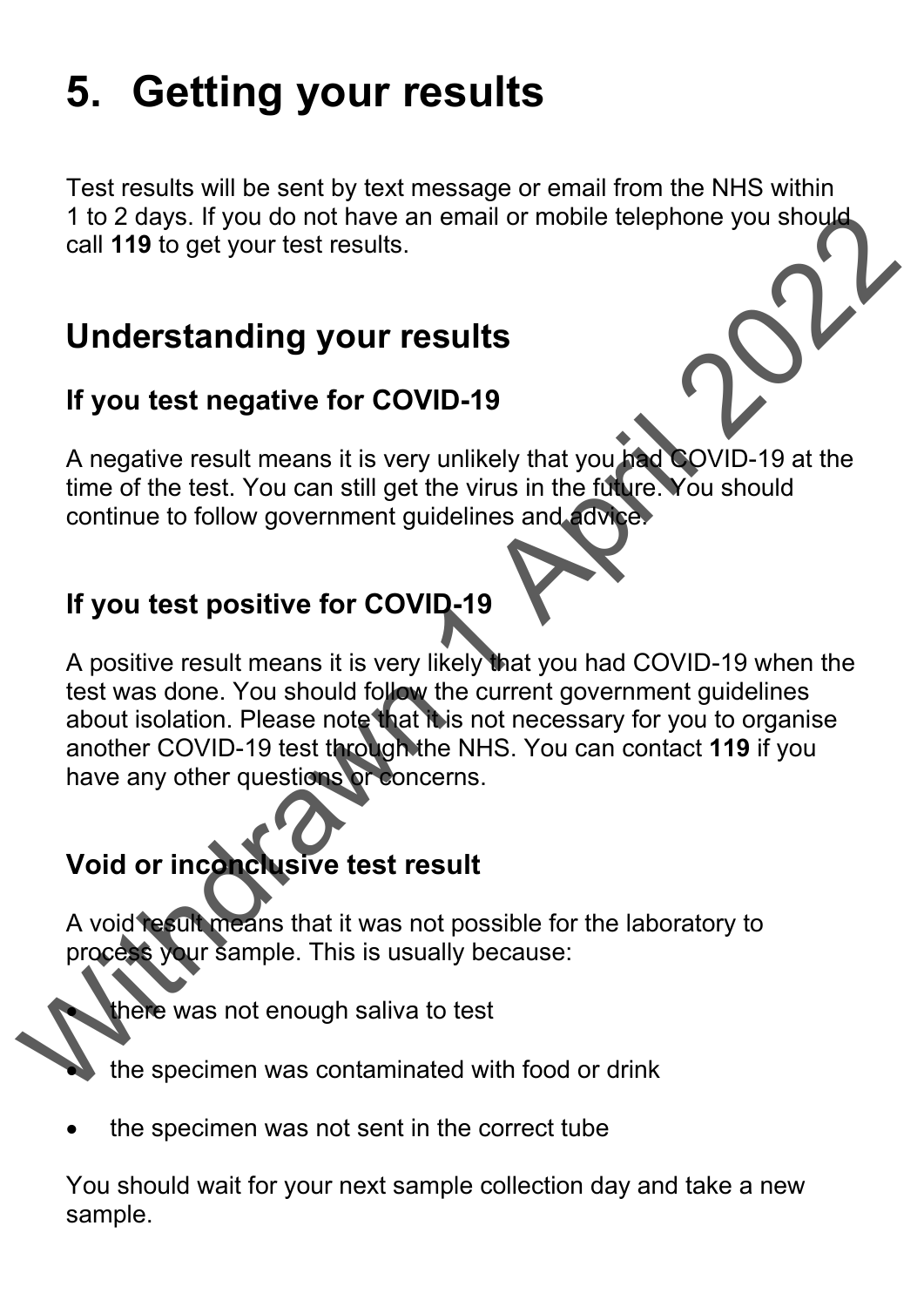# 5. Getting your results

Test results will be sent by text message or email from the NHS within 1 to 2 days. If you do not have an email or mobile telephone you should call **119** to get your test results.

## Understanding your results

### If you test negative for COVID-19

A negative result means it is very unlikely that you had COVID-19 at the time of the test. You can still get the virus in the future. You should continue to follow government guidelines and advice.

### If you test positive for COVID-19

A positive result means it is very likely that you had COVID-19 when the test was done. You should follow the current government guidelines about isolation. Please note that it is not necessary for you to organise another COVID-19 test through the NHS. You can contact **119** if you have any other questions or concerns.

### Void or inconclusive test result

A void result means that it was not possible for the laboratory to process your sample. This is usually because:

- there was not enough saliva to test
- the specimen was contaminated with food or drink
- the specimen was not sent in the correct tube

You should wait for your next sample collection day and take a new sample.

Withdrawn 1 April 2022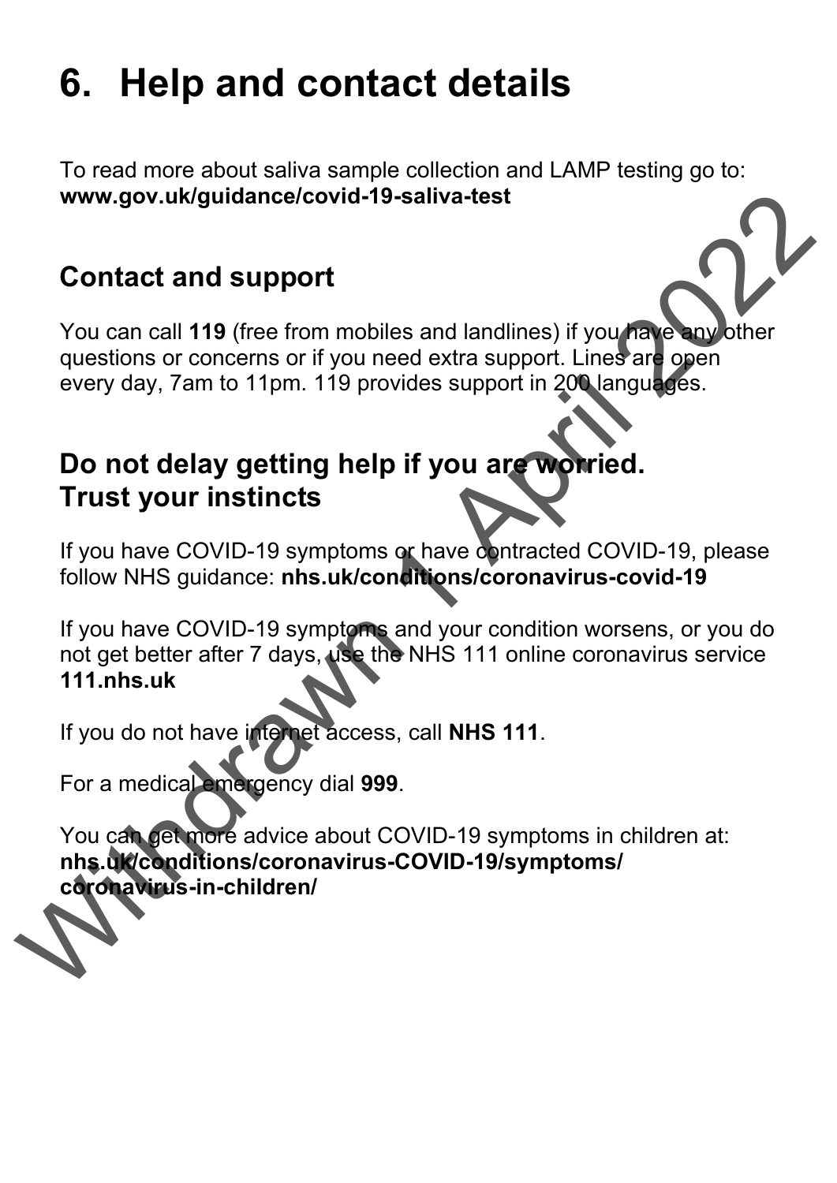# 6. Help and contact details

To read more about saliva sample collection and LAMP testing go to: **www.gov.uk/guidance/covid-19-saliva-test**

## Contact and support

You can call **119** (free from mobiles and landlines) if you have any other questions or concerns or if you need extra support. Lines are open every day, 7am to 11pm. 119 provides support in 200 languages.

## Do not delay getting help if you are worried. Trust your instincts

If you have COVID-19 symptoms or have contracted COVID-19, please follow NHS guidance: **nhs.uk/conditions/coronavirus-covid-19**

If you have COVID-19 symptoms and your condition worsens, or you do not get better after 7 days, use the NHS 111 online coronavirus service **111.nhs.uk**

If you do not have internet access, call **NHS 111**.

For a medical emergency dial **999**.

You can get more advice about COVID-19 symptoms in children at: **nhs.uk/conditions/coronavirus-COVID-19/symptoms/coronavirus-in-children/**

Withdrawn 1 April 2022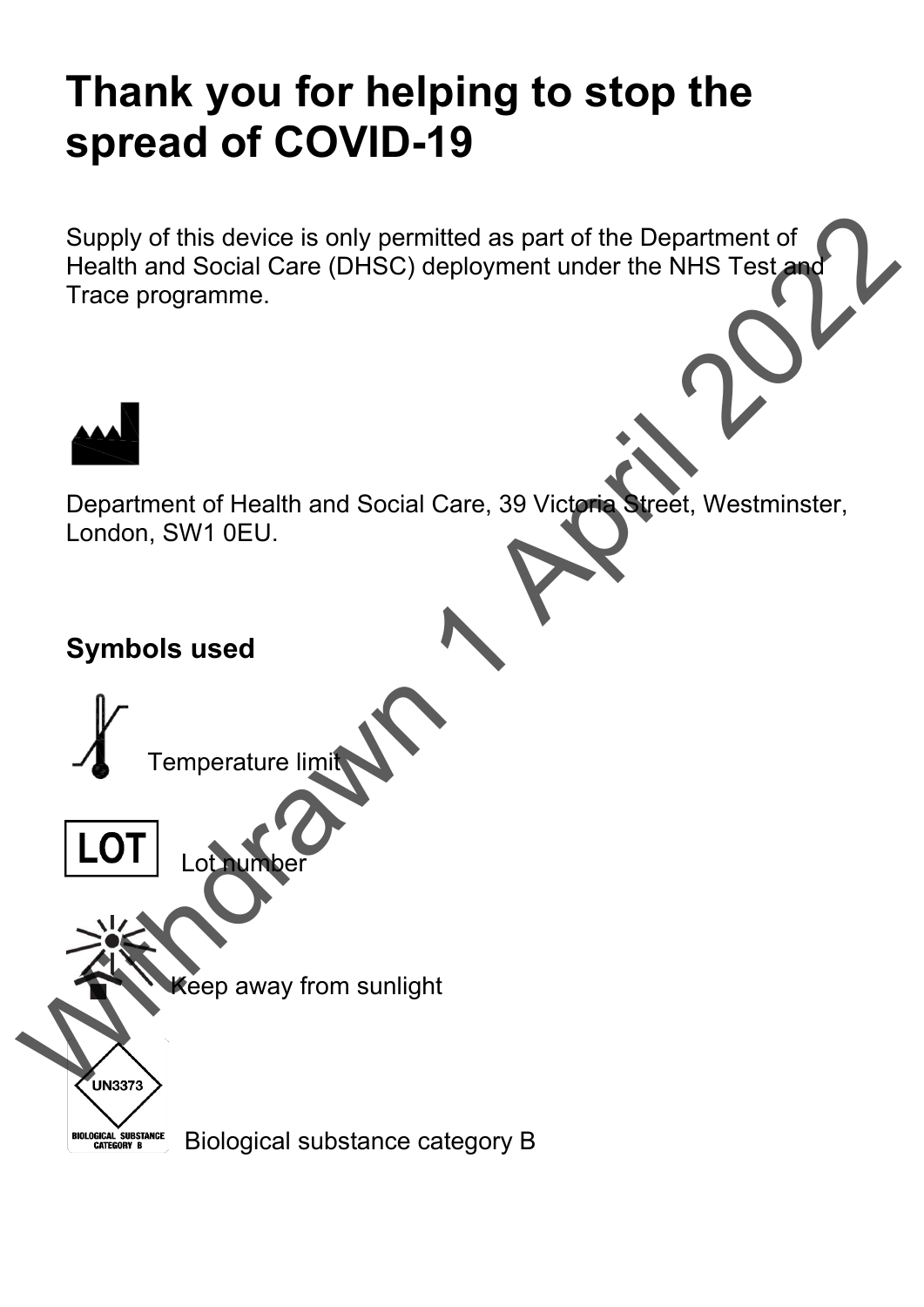# Thank you for helping to stop the spread of COVID-19

Supply of this device is only permitted as part of the Department of Health and Social Care (DHSC) deployment under the NHS Test and Trace programme.

Department of Health and Social Care, 39 Victoria Street, Westminster, London, SW1 0EU.

## Symbols used

Temperature limit

LOT Lot number

Keep away from sunlight

UN3373 BIOLOGICAL SUBSTANCE CATEGORY B Biological substance category B

Withdrawn 1 April 2022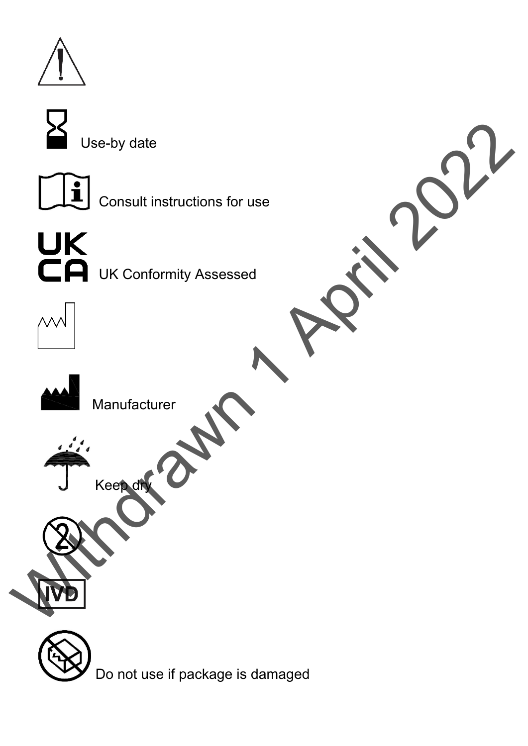Use-by date

Consult instructions for use

UK Conformity Assessed

Manufacturer

Keep dry

Do not use if package is damaged

Withdrawn 1 April 2022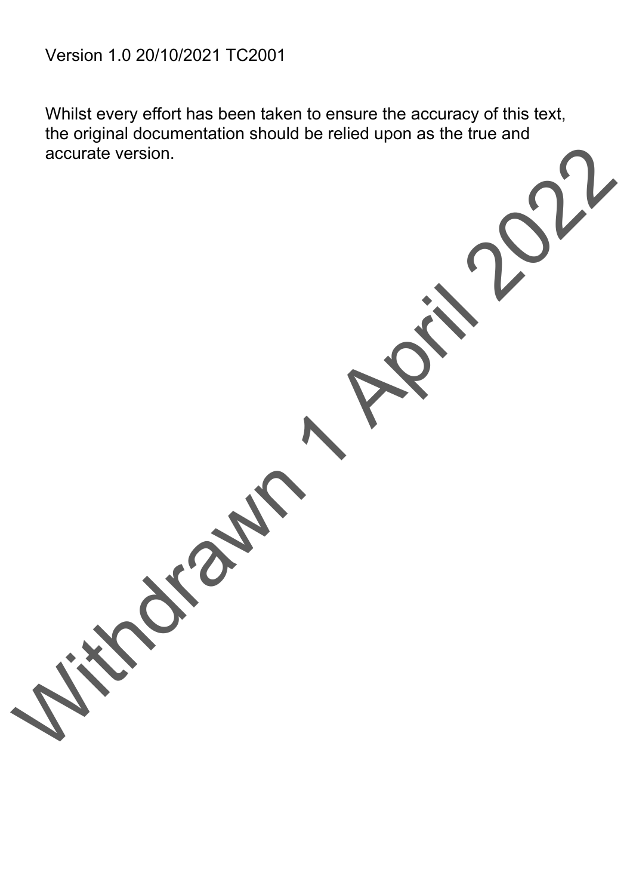Version 1.0 20/10/2021 TC2001

Whilst every effort has been taken to ensure the accuracy of this text, the original documentation should be relied upon as the true and accurate version.

Withdrawn 1 April 2022